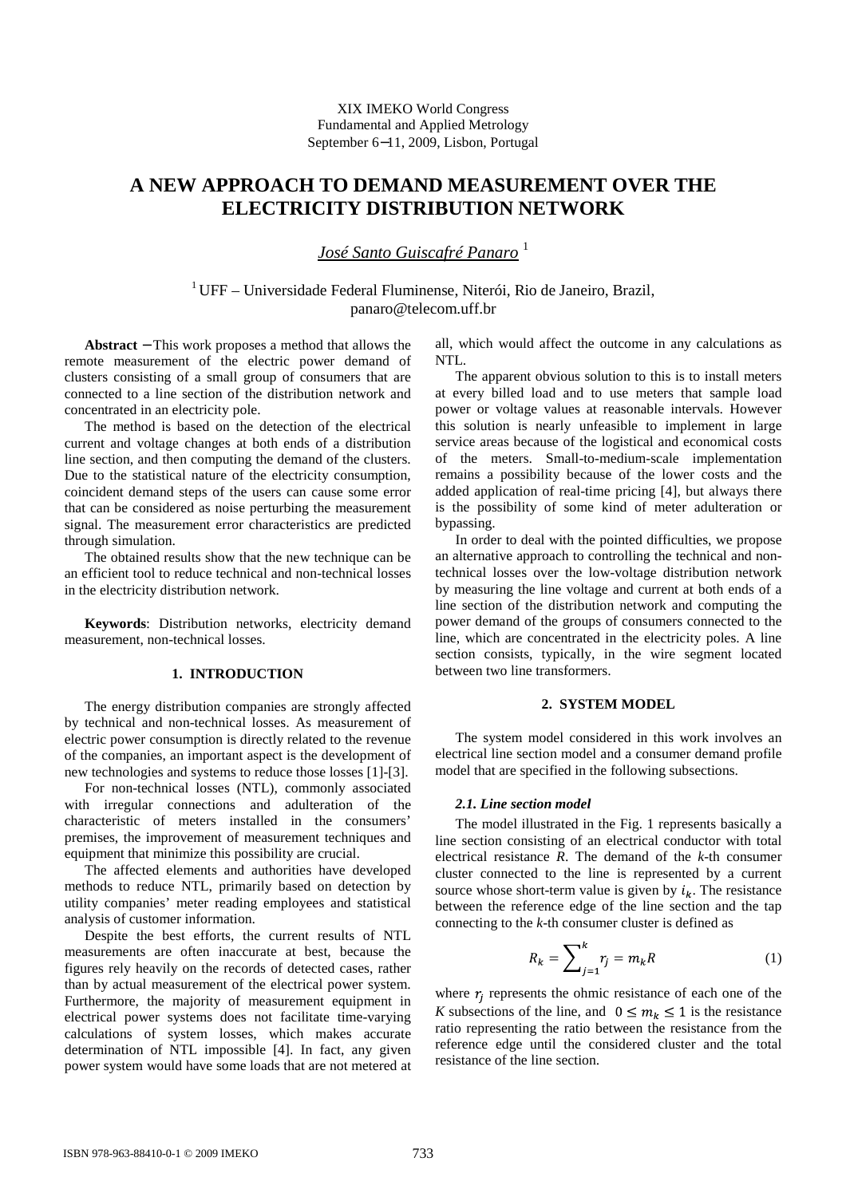XIX IMEKO World Congress
Fundamental and Applied Metrology
September 6−11, 2009, Lisbon, Portugal

# A NEW APPROACH TO DEMAND MEASUREMENT OVER THE ELECTRICITY DISTRIBUTION NETWORK

*José Santo Guiscafré Panaro* [1]

[1] UFF – Universidade Federal Fluminense, Niterói, Rio de Janeiro, Brazil, panaro@telecom.uff.br

**Abstract** − This work proposes a method that allows the remote measurement of the electric power demand of clusters consisting of a small group of consumers that are connected to a line section of the distribution network and concentrated in an electricity pole.

The method is based on the detection of the electrical current and voltage changes at both ends of a distribution line section, and then computing the demand of the clusters. Due to the statistical nature of the electricity consumption, coincident demand steps of the users can cause some error that can be considered as noise perturbing the measurement signal. The measurement error characteristics are predicted through simulation.

The obtained results show that the new technique can be an efficient tool to reduce technical and non-technical losses in the electricity distribution network.

**Keywords**: Distribution networks, electricity demand measurement, non-technical losses.

## 1. INTRODUCTION

The energy distribution companies are strongly affected by technical and non-technical losses. As measurement of electric power consumption is directly related to the revenue of the companies, an important aspect is the development of new technologies and systems to reduce those losses [1]-[3].

For non-technical losses (NTL), commonly associated with irregular connections and adulteration of the characteristic of meters installed in the consumers' premises, the improvement of measurement techniques and equipment that minimize this possibility are crucial.

The affected elements and authorities have developed methods to reduce NTL, primarily based on detection by utility companies' meter reading employees and statistical analysis of customer information.

Despite the best efforts, the current results of NTL measurements are often inaccurate at best, because the figures rely heavily on the records of detected cases, rather than by actual measurement of the electrical power system. Furthermore, the majority of measurement equipment in electrical power systems does not facilitate time-varying calculations of system losses, which makes accurate determination of NTL impossible [4]. In fact, any given power system would have some loads that are not metered at all, which would affect the outcome in any calculations as NTL.

The apparent obvious solution to this is to install meters at every billed load and to use meters that sample load power or voltage values at reasonable intervals. However this solution is nearly unfeasible to implement in large service areas because of the logistical and economical costs of the meters. Small-to-medium-scale implementation remains a possibility because of the lower costs and the added application of real-time pricing [4], but always there is the possibility of some kind of meter adulteration or bypassing.

In order to deal with the pointed difficulties, we propose an alternative approach to controlling the technical and non-technical losses over the low-voltage distribution network by measuring the line voltage and current at both ends of a line section of the distribution network and computing the power demand of the groups of consumers connected to the line, which are concentrated in the electricity poles. A line section consists, typically, in the wire segment located between two line transformers.

## 2. SYSTEM MODEL

The system model considered in this work involves an electrical line section model and a consumer demand profile model that are specified in the following subsections.

### *2.1. Line section model*

The model illustrated in the Fig. 1 represents basically a line section consisting of an electrical conductor with total electrical resistance *R*. The demand of the *k*-th consumer cluster connected to the line is represented by a current source whose short-term value is given by $i_k$. The resistance between the reference edge of the line section and the tap connecting to the *k*-th consumer cluster is defined as

$$R_k = \sum_{j=1}^{k} r_j = m_k R \tag{1}$$

where $r_j$ represents the ohmic resistance of each one of the *K* subsections of the line, and $0 \leq m_k \leq 1$ is the resistance ratio representing the ratio between the resistance from the reference edge until the considered cluster and the total resistance of the line section.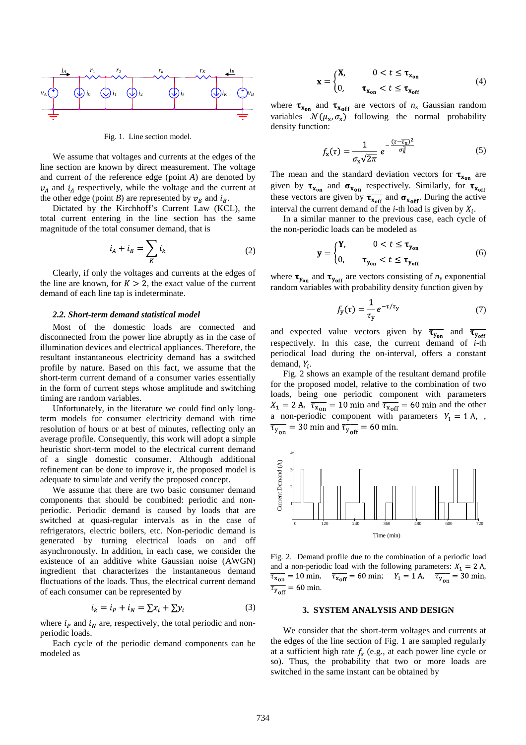Fig. 1. Line section model.

We assume that voltages and currents at the edges of the line section are known by direct measurement. The voltage and current of the reference edge (point *A*) are denoted by $v_A$ and $i_A$ respectively, while the voltage and the current at the other edge (point *B*) are represented by $v_B$ and $i_B$.

Dictated by the Kirchhoff's Current Law (KCL), the total current entering in the line section has the same magnitude of the total consumer demand, that is

$$i_A + i_B = \sum_K i_k \tag{2}$$

Clearly, if only the voltages and currents at the edges of the line are known, for $K > 2$, the exact value of the current demand of each line tap is indeterminate.

### *2.2. Short-term demand statistical model*

Most of the domestic loads are connected and disconnected from the power line abruptly as in the case of illumination devices and electrical appliances. Therefore, the resultant instantaneous electricity demand has a switched profile by nature. Based on this fact, we assume that the short-term current demand of a consumer varies essentially in the form of current steps whose amplitude and switching timing are random variables.

Unfortunately, in the literature we could find only long-term models for consumer electricity demand with time resolution of hours or at best of minutes, reflecting only an average profile. Consequently, this work will adopt a simple heuristic short-term model to the electrical current demand of a single domestic consumer. Although additional refinement can be done to improve it, the proposed model is adequate to simulate and verify the proposed concept.

We assume that there are two basic consumer demand components that should be combined: periodic and non-periodic. Periodic demand is caused by loads that are switched at quasi-regular intervals as in the case of refrigerators, electric boilers, etc. Non-periodic demand is generated by turning electrical loads on and off asynchronously. In addition, in each case, we consider the existence of an additive white Gaussian noise (AWGN) ingredient that characterizes the instantaneous demand fluctuations of the loads. Thus, the electrical current demand of each consumer can be represented by

$$i_k = i_P + i_N = \sum x_i + \sum y_i \tag{3}$$

where $i_P$ and $i_N$ are, respectively, the total periodic and non-periodic loads.

Each cycle of the periodic demand components can be modeled as

$$\mathbf{x} = \begin{cases} \mathbf{X}, & 0 < t \leq \boldsymbol{\tau}_{\mathbf{x_{on}}} \\ 0, & \boldsymbol{\tau}_{\mathbf{x_{on}}} < t \leq \boldsymbol{\tau}_{\mathbf{x_{off}}} \end{cases} \tag{4}$$

where $\boldsymbol{\tau}_{\mathbf{x_{on}}}$ and $\boldsymbol{\tau}_{\mathbf{x_{off}}}$ are vectors of $n_x$ Gaussian random variables $\mathcal{N}(\mu_x, \sigma_x)$ following the normal probability density function:

$$f_x(\tau) = \frac{1}{\sigma_x\sqrt{2\pi}}\, e^{-\frac{(\tau-\overline{\tau_x})^2}{\sigma_x^2}} \tag{5}$$

The mean and the standard deviation vectors for $\boldsymbol{\tau}_{\mathbf{x_{on}}}$ are given by $\overline{\boldsymbol{\tau}_{\mathbf{x_{on}}}}$ and $\boldsymbol{\sigma}_{\mathbf{x_{on}}}$ respectively. Similarly, for $\boldsymbol{\tau}_{\mathbf{x_{off}}}$ these vectors are given by $\overline{\boldsymbol{\tau}_{\mathbf{x_{off}}}}$ and $\boldsymbol{\sigma}_{\mathbf{x_{off}}}$. During the active interval the current demand of the *i*-th load is given by $X_i$.

In a similar manner to the previous case, each cycle of the non-periodic loads can be modeled as

$$\mathbf{y} = \begin{cases} \mathbf{Y}, & 0 < t \leq \boldsymbol{\tau}_{\mathbf{y_{on}}} \\ 0, & \boldsymbol{\tau}_{\mathbf{y_{on}}} < t \leq \boldsymbol{\tau}_{\mathbf{y_{off}}} \end{cases} \tag{6}$$

where $\boldsymbol{\tau}_{\mathbf{y_{on}}}$ and $\boldsymbol{\tau}_{\mathbf{y_{off}}}$ are vectors consisting of $n_y$ exponential random variables with probability density function given by

$$f_y(\tau) = \frac{1}{\tau_y} e^{-\tau/\tau_y} \tag{7}$$

and expected value vectors given by $\overline{\boldsymbol{\tau}_{\mathbf{y_{on}}}}$ and $\overline{\boldsymbol{\tau}_{\mathbf{y_{off}}}}$ respectively. In this case, the current demand of *i*-th periodical load during the on-interval, offers a constant demand, $Y_i$.

Fig. 2 shows an example of the resultant demand profile for the proposed model, relative to the combination of two loads, being one periodic component with parameters $X_1 = 2$ A, $\overline{\tau_{x_{on}}} = 10$ min and $\overline{\tau_{x_{off}}} = 60$ min and the other a non-periodic component with parameters $Y_1 = 1$ A, , $\overline{\tau_{y_{on}}} = 30$ min and $\overline{\tau_{y_{off}}} = 60$ min.

Fig. 2. Demand profile due to the combination of a periodic load and a non-periodic load with the following parameters: $X_1 = 2$ A, $\overline{\tau_{x_{on}}} = 10$ min, $\overline{\tau_{x_{off}}} = 60$ min; $Y_1 = 1$ A, $\overline{\tau_{y_{on}}} = 30$ min, $\overline{\tau_{y_{off}}} = 60$ min.

## 3. SYSTEM ANALYSIS AND DESIGN

We consider that the short-term voltages and currents at the edges of the line section of Fig. 1 are sampled regularly at a sufficient high rate $f_s$ (e.g., at each power line cycle or so). Thus, the probability that two or more loads are switched in the same instant can be obtained by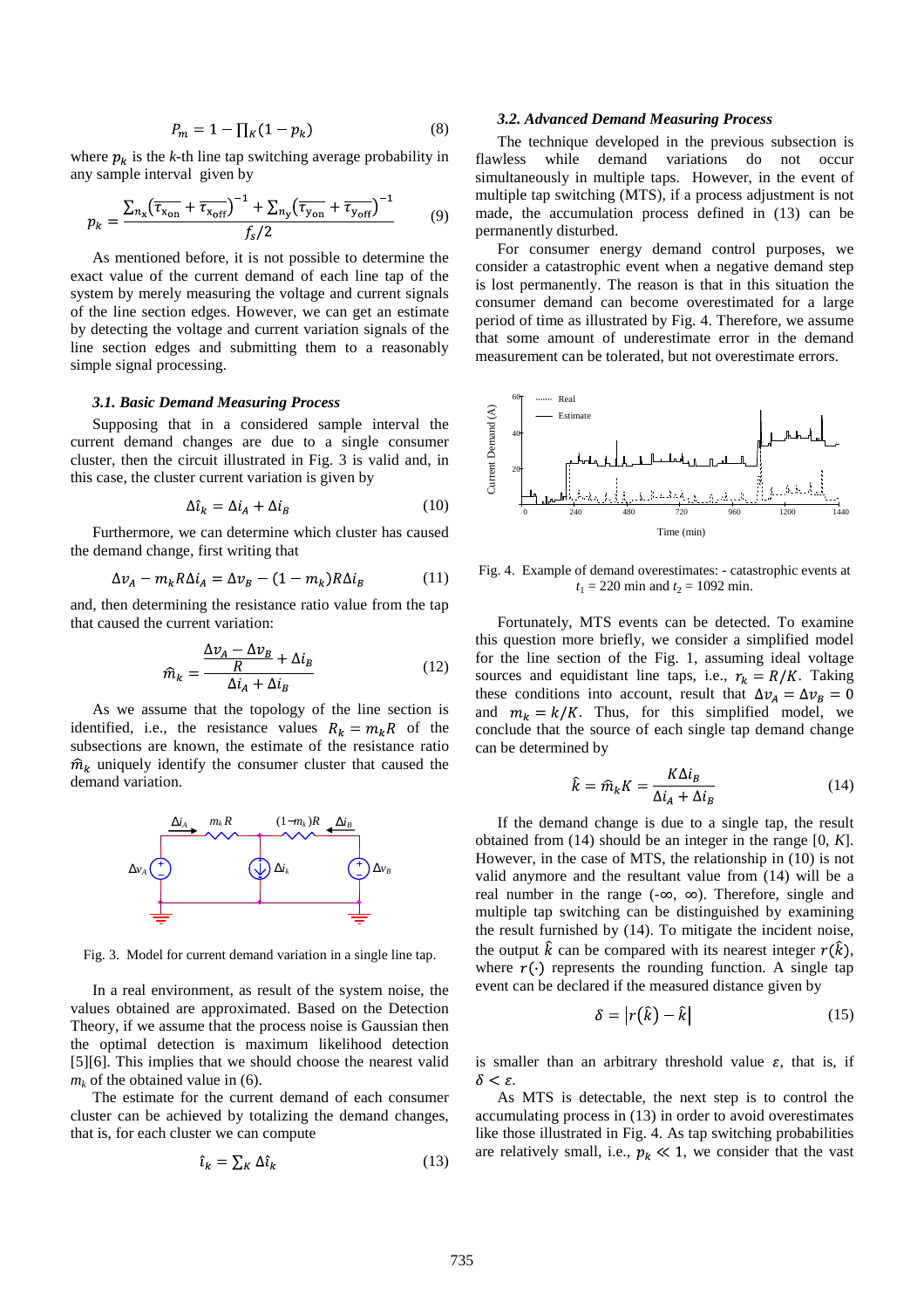$$P_m = 1 - \prod_K (1 - p_k) \tag{8}$$

where $p_k$ is the $k$-th line tap switching average probability in any sample interval given by

$$p_k = \frac{\sum_{n_x}\left(\overline{\tau_{x_{on}}} + \overline{\tau_{x_{off}}}\right)^{-1} + \sum_{n_y}\left(\overline{\tau_{y_{on}}} + \overline{\tau_{y_{off}}}\right)^{-1}}{f_s/2} \tag{9}$$

As mentioned before, it is not possible to determine the exact value of the current demand of each line tap of the system by merely measuring the voltage and current signals of the line section edges. However, we can get an estimate by detecting the voltage and current variation signals of the line section edges and submitting them to a reasonably simple signal processing.

### 3.1. Basic Demand Measuring Process

Supposing that in a considered sample interval the current demand changes are due to a single consumer cluster, then the circuit illustrated in Fig. 3 is valid and, in this case, the cluster current variation is given by

$$\Delta\hat{\imath}_k = \Delta i_A + \Delta i_B \tag{10}$$

Furthermore, we can determine which cluster has caused the demand change, first writing that

$$\Delta v_A - m_k R \Delta i_A = \Delta v_B - (1 - m_k) R \Delta i_B \tag{11}$$

and, then determining the resistance ratio value from the tap that caused the current variation:

$$\widehat{m}_k = \frac{\dfrac{\Delta v_A - \Delta v_B}{R} + \Delta i_B}{\Delta i_A + \Delta i_B} \tag{12}$$

As we assume that the topology of the line section is identified, i.e., the resistance values $R_k = m_k R$ of the subsections are known, the estimate of the resistance ratio $\widehat{m}_k$ uniquely identify the consumer cluster that caused the demand variation.

Fig. 3. Model for current demand variation in a single line tap.

In a real environment, as result of the system noise, the values obtained are approximated. Based on the Detection Theory, if we assume that the process noise is Gaussian then the optimal detection is maximum likelihood detection [5][6]. This implies that we should choose the nearest valid $m_k$ of the obtained value in (6).

The estimate for the current demand of each consumer cluster can be achieved by totalizing the demand changes, that is, for each cluster we can compute

$$\hat{\imath}_k = \sum_K \Delta\hat{\imath}_k \tag{13}$$

### 3.2. Advanced Demand Measuring Process

The technique developed in the previous subsection is flawless while demand variations do not occur simultaneously in multiple taps. However, in the event of multiple tap switching (MTS), if a process adjustment is not made, the accumulation process defined in (13) can be permanently disturbed.

For consumer energy demand control purposes, we consider a catastrophic event when a negative demand step is lost permanently. The reason is that in this situation the consumer demand can become overestimated for a large period of time as illustrated by Fig. 4. Therefore, we assume that some amount of underestimate error in the demand measurement can be tolerated, but not overestimate errors.

Fig. 4. Example of demand overestimates: - catastrophic events at $t_1$ = 220 min and $t_2$ = 1092 min.

Fortunately, MTS events can be detected. To examine this question more briefly, we consider a simplified model for the line section of the Fig. 1, assuming ideal voltage sources and equidistant line taps, i.e., $r_k = R/K$. Taking these conditions into account, result that $\Delta v_A = \Delta v_B = 0$ and $m_k = k/K$. Thus, for this simplified model, we conclude that the source of each single tap demand change can be determined by

$$\hat{k} = \widehat{m}_k K = \frac{K \Delta i_B}{\Delta i_A + \Delta i_B} \tag{14}$$

If the demand change is due to a single tap, the result obtained from (14) should be an integer in the range [0, $K$]. However, in the case of MTS, the relationship in (10) is not valid anymore and the resultant value from (14) will be a real number in the range (-∞, ∞). Therefore, single and multiple tap switching can be distinguished by examining the result furnished by (14). To mitigate the incident noise, the output $\hat{k}$ can be compared with its nearest integer $r(\hat{k})$, where $r(\cdot)$ represents the rounding function. A single tap event can be declared if the measured distance given by

$$\delta = \left| r(\hat{k}) - \hat{k} \right| \tag{15}$$

is smaller than an arbitrary threshold value $\varepsilon$, that is, if $\delta < \varepsilon$.

As MTS is detectable, the next step is to control the accumulating process in (13) in order to avoid overestimates like those illustrated in Fig. 4. As tap switching probabilities are relatively small, i.e., $p_k \ll 1$, we consider that the vast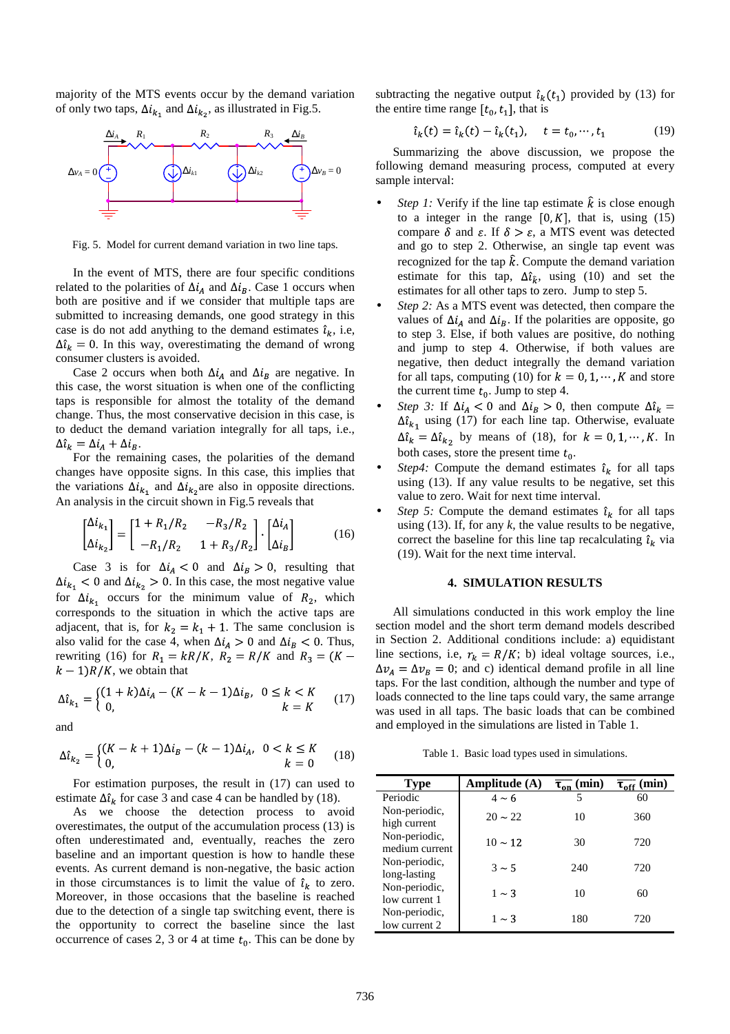majority of the MTS events occur by the demand variation of only two taps, $\Delta i_{k_1}$ and $\Delta i_{k_2}$, as illustrated in Fig.5.

Fig. 5. Model for current demand variation in two line taps.

In the event of MTS, there are four specific conditions related to the polarities of $\Delta i_A$ and $\Delta i_B$. Case 1 occurs when both are positive and if we consider that multiple taps are submitted to increasing demands, one good strategy in this case is do not add anything to the demand estimates $\hat{\imath}_k$, i.e, $\Delta\hat{\imath}_k = 0$. In this way, overestimating the demand of wrong consumer clusters is avoided.

Case 2 occurs when both $\Delta i_A$ and $\Delta i_B$ are negative. In this case, the worst situation is when one of the conflicting taps is responsible for almost the totality of the demand change. Thus, the most conservative decision in this case, is to deduct the demand variation integrally for all taps, i.e., $\Delta\hat{\imath}_k = \Delta i_A + \Delta i_B$.

For the remaining cases, the polarities of the demand changes have opposite signs. In this case, this implies that the variations $\Delta i_{k_1}$ and $\Delta i_{k_2}$are also in opposite directions. An analysis in the circuit shown in Fig.5 reveals that

$$
\begin{bmatrix}\Delta i_{k_1}\\ \Delta i_{k_2}\end{bmatrix} = \begin{bmatrix}1+R_1/R_2 & -R_3/R_2\\ -R_1/R_2 & 1+R_3/R_2\end{bmatrix}\cdot\begin{bmatrix}\Delta i_A\\ \Delta i_B\end{bmatrix} \tag{16}
$$

Case 3 is for $\Delta i_A < 0$ and $\Delta i_B > 0$, resulting that $\Delta i_{k_1} < 0$ and $\Delta i_{k_2} > 0$. In this case, the most negative value for $\Delta i_{k_1}$ occurs for the minimum value of $R_2$, which corresponds to the situation in which the active taps are adjacent, that is, for $k_2 = k_1 + 1$. The same conclusion is also valid for the case 4, when $\Delta i_A > 0$ and $\Delta i_B < 0$. Thus, rewriting (16) for $R_1 = kR/K$, $R_2 = R/K$ and $R_3 = (K - k - 1)R/K$, we obtain that

$$
\Delta\hat{\imath}_{k_1} = \begin{cases}(1+k)\Delta i_A - (K-k-1)\Delta i_B, & 0 \le k < K\\ 0, & k = K\end{cases} \tag{17}
$$

and

$$
\Delta\hat{\imath}_{k_2} = \begin{cases}(K-k+1)\Delta i_B - (k-1)\Delta i_A, & 0 < k \le K\\ 0, & k = 0\end{cases} \tag{18}
$$

For estimation purposes, the result in (17) can used to estimate $\Delta\hat{\imath}_k$ for case 3 and case 4 can be handled by (18).

As we choose the detection process to avoid overestimates, the output of the accumulation process (13) is often underestimated and, eventually, reaches the zero baseline and an important question is how to handle these events. As current demand is non-negative, the basic action in those circumstances is to limit the value of $\hat{\imath}_k$ to zero. Moreover, in those occasions that the baseline is reached due to the detection of a single tap switching event, there is the opportunity to correct the baseline since the last occurrence of cases 2, 3 or 4 at time $t_0$. This can be done by subtracting the negative output $\hat{\imath}_k(t_1)$ provided by (13) for the entire time range $[t_0, t_1]$, that is

$$
\hat{\imath}_k(t) = \hat{\imath}_k(t) - \hat{\imath}_k(t_1), \quad t = t_0, \cdots, t_1 \tag{19}
$$

Summarizing the above discussion, we propose the following demand measuring process, computed at every sample interval:

- *Step 1:* Verify if the line tap estimate $\hat{k}$ is close enough to a integer in the range $[0, K]$, that is, using (15) compare $\delta$ and $\varepsilon$. If $\delta > \varepsilon$, a MTS event was detected and go to step 2. Otherwise, an single tap event was recognized for the tap $\hat{k}$. Compute the demand variation estimate for this tap, $\Delta\hat{\imath}_{\hat{k}}$, using (10) and set the estimates for all other taps to zero. Jump to step 5.
- *Step 2:* As a MTS event was detected, then compare the values of $\Delta i_A$ and $\Delta i_B$. If the polarities are opposite, go to step 3. Else, if both values are positive, do nothing and jump to step 4. Otherwise, if both values are negative, then deduct integrally the demand variation for all taps, computing (10) for $k = 0, 1, \cdots, K$ and store the current time $t_0$. Jump to step 4.
- *Step 3:* If $\Delta i_A < 0$ and $\Delta i_B > 0$, then compute $\Delta\hat{\imath}_k = \Delta\hat{\imath}_{k_1}$ using (17) for each line tap. Otherwise, evaluate $\Delta\hat{\imath}_k = \Delta\hat{\imath}_{k_2}$ by means of (18), for $k = 0, 1, \cdots, K$. In both cases, store the present time $t_0$.
- *Step4:* Compute the demand estimates $\hat{\imath}_k$ for all taps using (13). If any value results to be negative, set this value to zero. Wait for next time interval.
- *Step 5:* Compute the demand estimates $\hat{\imath}_k$ for all taps using (13). If, for any $k$, the value results to be negative, correct the baseline for this line tap recalculating $\hat{\imath}_k$ via (19). Wait for the next time interval.

## 4. SIMULATION RESULTS

All simulations conducted in this work employ the line section model and the short term demand models described in Section 2. Additional conditions include: a) equidistant line sections, i.e, $r_k = R/K$; b) ideal voltage sources, i.e., $\Delta v_A = \Delta v_B = 0$; and c) identical demand profile in all line taps. For the last condition, although the number and type of loads connected to the line taps could vary, the same arrange was used in all taps. The basic loads that can be combined and employed in the simulations are listed in Table 1.

Table 1. Basic load types used in simulations.

| Type | Amplitude (A) | $\overline{\tau_{on}}$ (min) | $\overline{\tau_{off}}$ (min) |
|---|---|---|---|
| Periodic | $4 \sim 6$ | 5 | 60 |
| Non-periodic, high current | $20 \sim 22$ | 10 | 360 |
| Non-periodic, medium current | $10 \sim 12$ | 30 | 720 |
| Non-periodic, long-lasting | $3 \sim 5$ | 240 | 720 |
| Non-periodic, low current 1 | $1 \sim 3$ | 10 | 60 |
| Non-periodic, low current 2 | $1 \sim 3$ | 180 | 720 |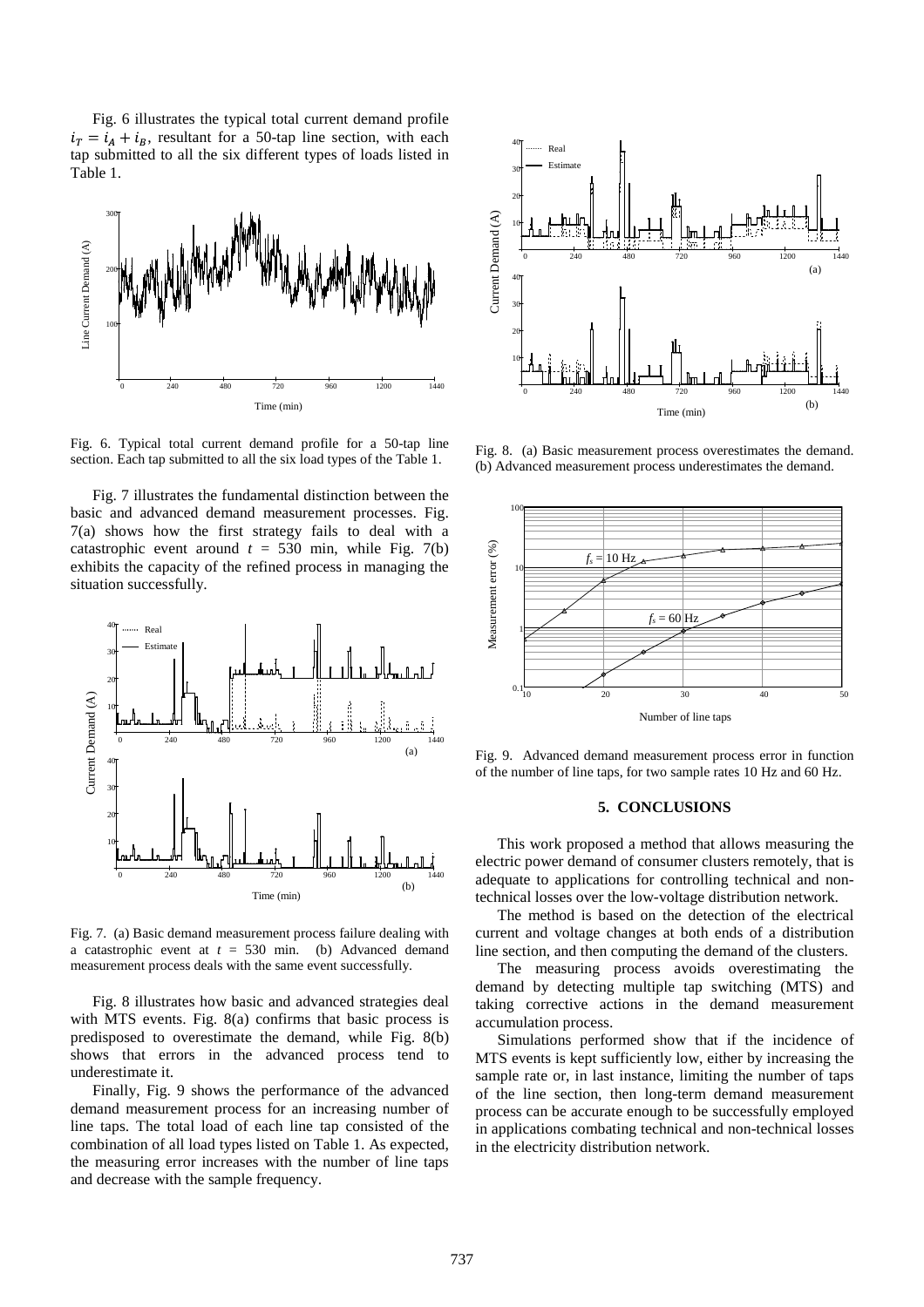Fig. 6 illustrates the typical total current demand profile $i_T = i_A + i_B$, resultant for a 50-tap line section, with each tap submitted to all the six different types of loads listed in Table 1.

Fig. 6. Typical total current demand profile for a 50-tap line section. Each tap submitted to all the six load types of the Table 1.

Fig. 7 illustrates the fundamental distinction between the basic and advanced demand measurement processes. Fig. 7(a) shows how the first strategy fails to deal with a catastrophic event around $t$ = 530 min, while Fig. 7(b) exhibits the capacity of the refined process in managing the situation successfully.

Fig. 7. (a) Basic demand measurement process failure dealing with a catastrophic event at $t$ = 530 min. (b) Advanced demand measurement process deals with the same event successfully.

Fig. 8 illustrates how basic and advanced strategies deal with MTS events. Fig. 8(a) confirms that basic process is predisposed to overestimate the demand, while Fig. 8(b) shows that errors in the advanced process tend to underestimate it.

Finally, Fig. 9 shows the performance of the advanced demand measurement process for an increasing number of line taps. The total load of each line tap consisted of the combination of all load types listed on Table 1. As expected, the measuring error increases with the number of line taps and decrease with the sample frequency.

Fig. 8. (a) Basic measurement process overestimates the demand. (b) Advanced measurement process underestimates the demand.

Fig. 9. Advanced demand measurement process error in function of the number of line taps, for two sample rates 10 Hz and 60 Hz.

## 5. CONCLUSIONS

This work proposed a method that allows measuring the electric power demand of consumer clusters remotely, that is adequate to applications for controlling technical and non-technical losses over the low-voltage distribution network.

The method is based on the detection of the electrical current and voltage changes at both ends of a distribution line section, and then computing the demand of the clusters.

The measuring process avoids overestimating the demand by detecting multiple tap switching (MTS) and taking corrective actions in the demand measurement accumulation process.

Simulations performed show that if the incidence of MTS events is kept sufficiently low, either by increasing the sample rate or, in last instance, limiting the number of taps of the line section, then long-term demand measurement process can be accurate enough to be successfully employed in applications combating technical and non-technical losses in the electricity distribution network.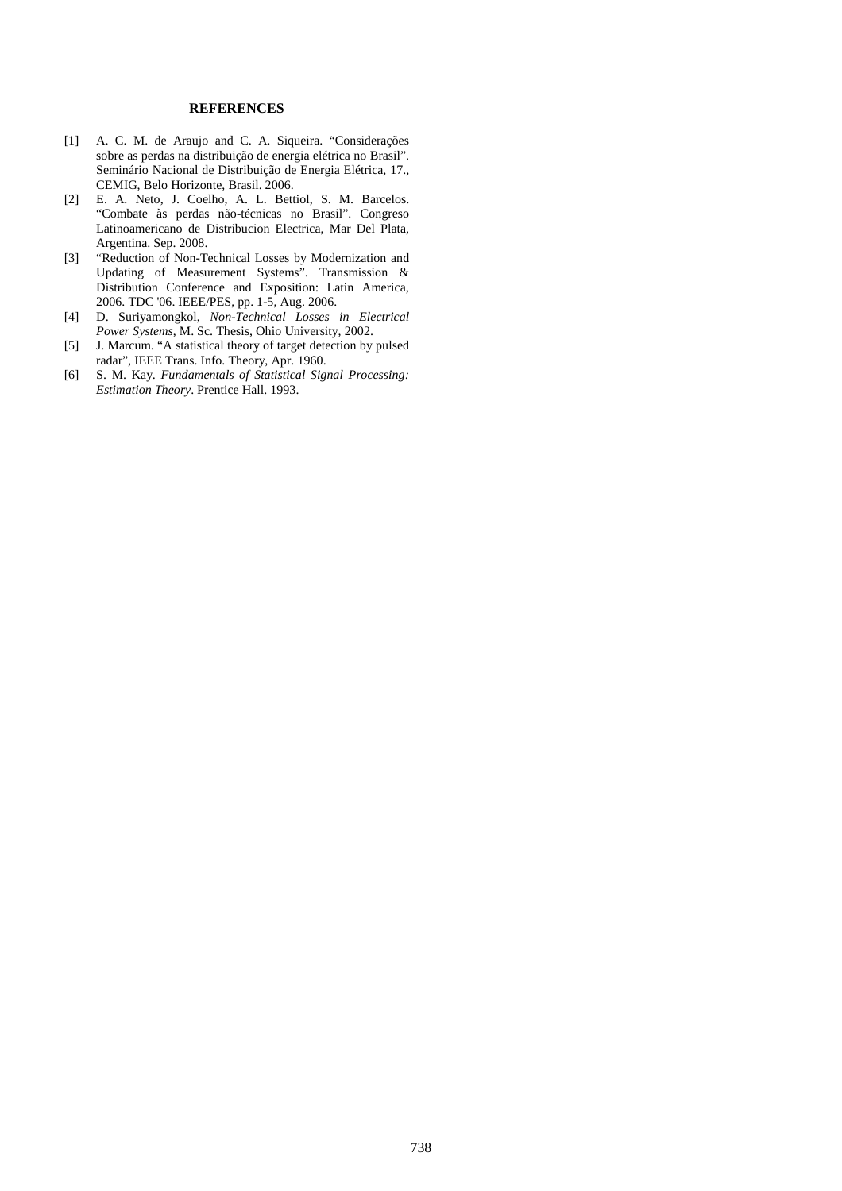## REFERENCES

[1] A. C. M. de Araujo and C. A. Siqueira. “Considerações sobre as perdas na distribuição de energia elétrica no Brasil”. Seminário Nacional de Distribuição de Energia Elétrica, 17., CEMIG, Belo Horizonte, Brasil. 2006.

[2] E. A. Neto, J. Coelho, A. L. Bettiol, S. M. Barcelos. “Combate às perdas não-técnicas no Brasil”. Congreso Latinoamericano de Distribucion Electrica, Mar Del Plata, Argentina. Sep. 2008.

[3] “Reduction of Non-Technical Losses by Modernization and Updating of Measurement Systems”. Transmission & Distribution Conference and Exposition: Latin America, 2006. TDC '06. IEEE/PES, pp. 1-5, Aug. 2006.

[4] D. Suriyamongkol, *Non-Technical Losses in Electrical Power Systems*, M. Sc. Thesis, Ohio University, 2002.

[5] J. Marcum. “A statistical theory of target detection by pulsed radar”, IEEE Trans. Info. Theory, Apr. 1960.

[6] S. M. Kay. *Fundamentals of Statistical Signal Processing: Estimation Theory*. Prentice Hall. 1993.